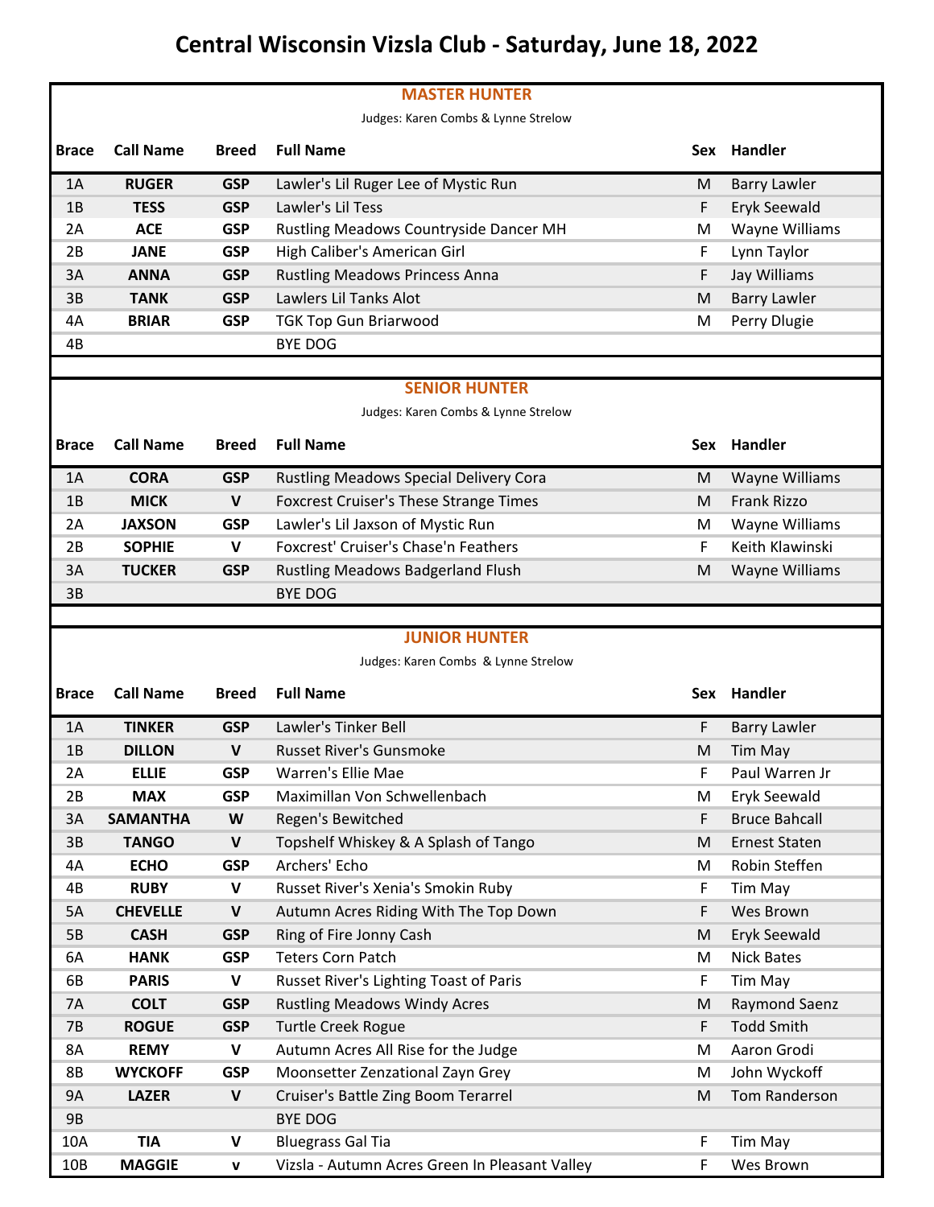# Central Wisconsin Vizsla Club - Saturday, June 18, 2022

## MASTER HUNTER

Judges: Karen Combs & Lynne Strelow

| Brace | Call Name | Breed | Full Name | Sex | Handler |
|---|---|---|---|---|---|
| 1A | **RUGER** | **GSP** | Lawler's Lil Ruger Lee of Mystic Run | M | Barry Lawler |
| 1B | **TESS** | **GSP** | Lawler's Lil Tess | F | Eryk Seewald |
| 2A | **ACE** | **GSP** | Rustling Meadows Countryside Dancer MH | M | Wayne Williams |
| 2B | **JANE** | **GSP** | High Caliber's American Girl | F | Lynn Taylor |
| 3A | **ANNA** | **GSP** | Rustling Meadows Princess Anna | F | Jay Williams |
| 3B | **TANK** | **GSP** | Lawlers Lil Tanks Alot | M | Barry Lawler |
| 4A | **BRIAR** | **GSP** | TGK Top Gun Briarwood | M | Perry Dlugie |
| 4B | | | BYE DOG | | |

## SENIOR HUNTER

Judges: Karen Combs & Lynne Strelow

| Brace | Call Name | Breed | Full Name | Sex | Handler |
|---|---|---|---|---|---|
| 1A | **CORA** | **GSP** | Rustling Meadows Special Delivery Cora | M | Wayne Williams |
| 1B | **MICK** | **V** | Foxcrest Cruiser's These Strange Times | M | Frank Rizzo |
| 2A | **JAXSON** | **GSP** | Lawler's Lil Jaxson of Mystic Run | M | Wayne Williams |
| 2B | **SOPHIE** | **V** | Foxcrest' Cruiser's Chase'n Feathers | F | Keith Klawinski |
| 3A | **TUCKER** | **GSP** | Rustling Meadows Badgerland Flush | M | Wayne Williams |
| 3B | | | BYE DOG | | |

## JUNIOR HUNTER

Judges: Karen Combs & Lynne Strelow

| Brace | Call Name | Breed | Full Name | Sex | Handler |
|---|---|---|---|---|---|
| 1A | **TINKER** | **GSP** | Lawler's Tinker Bell | F | Barry Lawler |
| 1B | **DILLON** | **V** | Russet River's Gunsmoke | M | Tim May |
| 2A | **ELLIE** | **GSP** | Warren's Ellie Mae | F | Paul Warren Jr |
| 2B | **MAX** | **GSP** | Maximillan Von Schwellenbach | M | Eryk Seewald |
| 3A | **SAMANTHA** | **W** | Regen's Bewitched | F | Bruce Bahcall |
| 3B | **TANGO** | **V** | Topshelf Whiskey & A Splash of Tango | M | Ernest Staten |
| 4A | **ECHO** | **GSP** | Archers' Echo | M | Robin Steffen |
| 4B | **RUBY** | **V** | Russet River's Xenia's Smokin Ruby | F | Tim May |
| 5A | **CHEVELLE** | **V** | Autumn Acres Riding With The Top Down | F | Wes Brown |
| 5B | **CASH** | **GSP** | Ring of Fire Jonny Cash | M | Eryk Seewald |
| 6A | **HANK** | **GSP** | Teters Corn Patch | M | Nick Bates |
| 6B | **PARIS** | **V** | Russet River's Lighting Toast of Paris | F | Tim May |
| 7A | **COLT** | **GSP** | Rustling Meadows Windy Acres | M | Raymond Saenz |
| 7B | **ROGUE** | **GSP** | Turtle Creek Rogue | F | Todd Smith |
| 8A | **REMY** | **V** | Autumn Acres All Rise for the Judge | M | Aaron Grodi |
| 8B | **WYCKOFF** | **GSP** | Moonsetter Zenzational Zayn Grey | M | John Wyckoff |
| 9A | **LAZER** | **V** | Cruiser's Battle Zing Boom Terarrel | M | Tom Randerson |
| 9B | | | BYE DOG | | |
| 10A | **TIA** | **V** | Bluegrass Gal Tia | F | Tim May |
| 10B | **MAGGIE** | **v** | Vizsla - Autumn Acres Green In Pleasant Valley | F | Wes Brown |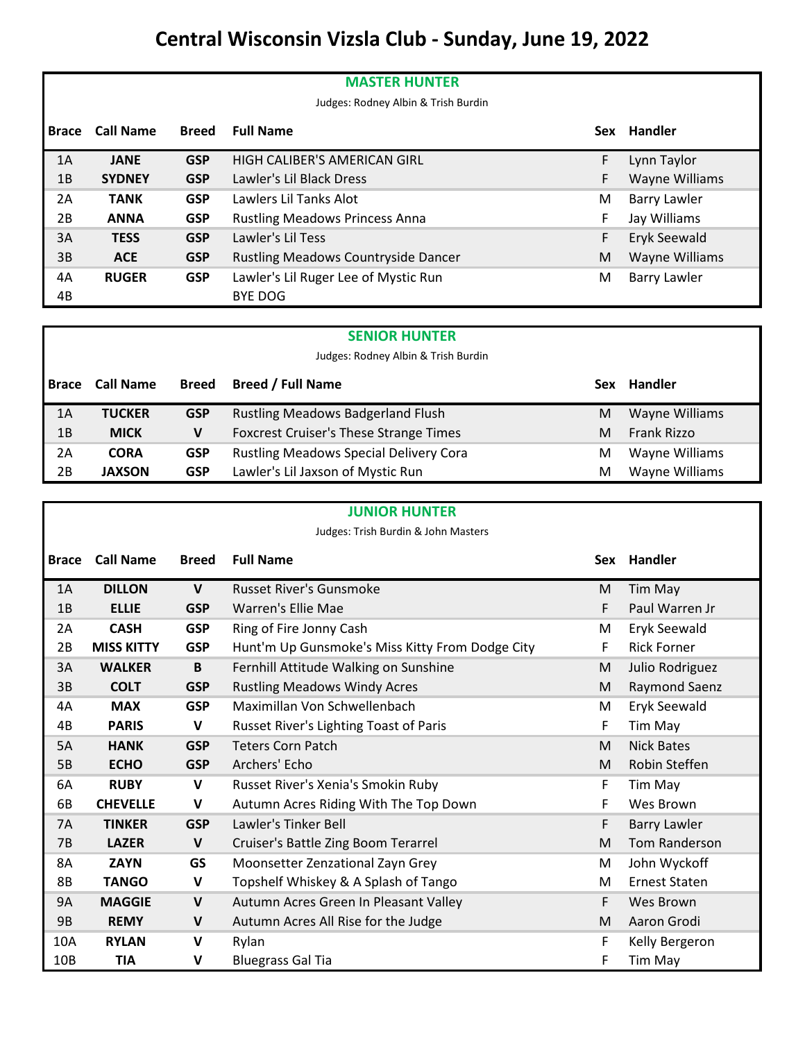# Central Wisconsin Vizsla Club - Sunday, June 19, 2022

## MASTER HUNTER

Judges: Rodney Albin & Trish Burdin

| Brace | Call Name | Breed | Full Name | Sex | Handler |
|---|---|---|---|---|---|
| 1A | **JANE** | **GSP** | HIGH CALIBER'S AMERICAN GIRL | F | Lynn Taylor |
| 1B | **SYDNEY** | **GSP** | Lawler's Lil Black Dress | F | Wayne Williams |
| 2A | **TANK** | **GSP** | Lawlers Lil Tanks Alot | M | Barry Lawler |
| 2B | **ANNA** | **GSP** | Rustling Meadows Princess Anna | F | Jay Williams |
| 3A | **TESS** | **GSP** | Lawler's Lil Tess | F | Eryk Seewald |
| 3B | **ACE** | **GSP** | Rustling Meadows Countryside Dancer | M | Wayne Williams |
| 4A | **RUGER** | **GSP** | Lawler's Lil Ruger Lee of Mystic Run | M | Barry Lawler |
| 4B | | | BYE DOG | | |

## SENIOR HUNTER

Judges: Rodney Albin & Trish Burdin

| Brace | Call Name | Breed | Breed / Full Name | Sex | Handler |
|---|---|---|---|---|---|
| 1A | **TUCKER** | **GSP** | Rustling Meadows Badgerland Flush | M | Wayne Williams |
| 1B | **MICK** | **V** | Foxcrest Cruiser's These Strange Times | M | Frank Rizzo |
| 2A | **CORA** | **GSP** | Rustling Meadows Special Delivery Cora | M | Wayne Williams |
| 2B | **JAXSON** | **GSP** | Lawler's Lil Jaxson of Mystic Run | M | Wayne Williams |

## JUNIOR HUNTER

Judges: Trish Burdin & John Masters

| Brace | Call Name | Breed | Full Name | Sex | Handler |
|---|---|---|---|---|---|
| 1A | **DILLON** | **V** | Russet River's Gunsmoke | M | Tim May |
| 1B | **ELLIE** | **GSP** | Warren's Ellie Mae | F | Paul Warren Jr |
| 2A | **CASH** | **GSP** | Ring of Fire Jonny Cash | M | Eryk Seewald |
| 2B | **MISS KITTY** | **GSP** | Hunt'm Up Gunsmoke's Miss Kitty From Dodge City | F | Rick Forner |
| 3A | **WALKER** | **B** | Fernhill Attitude Walking on Sunshine | M | Julio Rodriguez |
| 3B | **COLT** | **GSP** | Rustling Meadows Windy Acres | M | Raymond Saenz |
| 4A | **MAX** | **GSP** | Maximillan Von Schwellenbach | M | Eryk Seewald |
| 4B | **PARIS** | **V** | Russet River's Lighting Toast of Paris | F | Tim May |
| 5A | **HANK** | **GSP** | Teters Corn Patch | M | Nick Bates |
| 5B | **ECHO** | **GSP** | Archers' Echo | M | Robin Steffen |
| 6A | **RUBY** | **V** | Russet River's Xenia's Smokin Ruby | F | Tim May |
| 6B | **CHEVELLE** | **V** | Autumn Acres Riding With The Top Down | F | Wes Brown |
| 7A | **TINKER** | **GSP** | Lawler's Tinker Bell | F | Barry Lawler |
| 7B | **LAZER** | **V** | Cruiser's Battle Zing Boom Terarrel | M | Tom Randerson |
| 8A | **ZAYN** | **GS** | Moonsetter Zenzational Zayn Grey | M | John Wyckoff |
| 8B | **TANGO** | **V** | Topshelf Whiskey & A Splash of Tango | M | Ernest Staten |
| 9A | **MAGGIE** | **V** | Autumn Acres Green In Pleasant Valley | F | Wes Brown |
| 9B | **REMY** | **V** | Autumn Acres All Rise for the Judge | M | Aaron Grodi |
| 10A | **RYLAN** | **V** | Rylan | F | Kelly Bergeron |
| 10B | **TIA** | **V** | Bluegrass Gal Tia | F | Tim May |